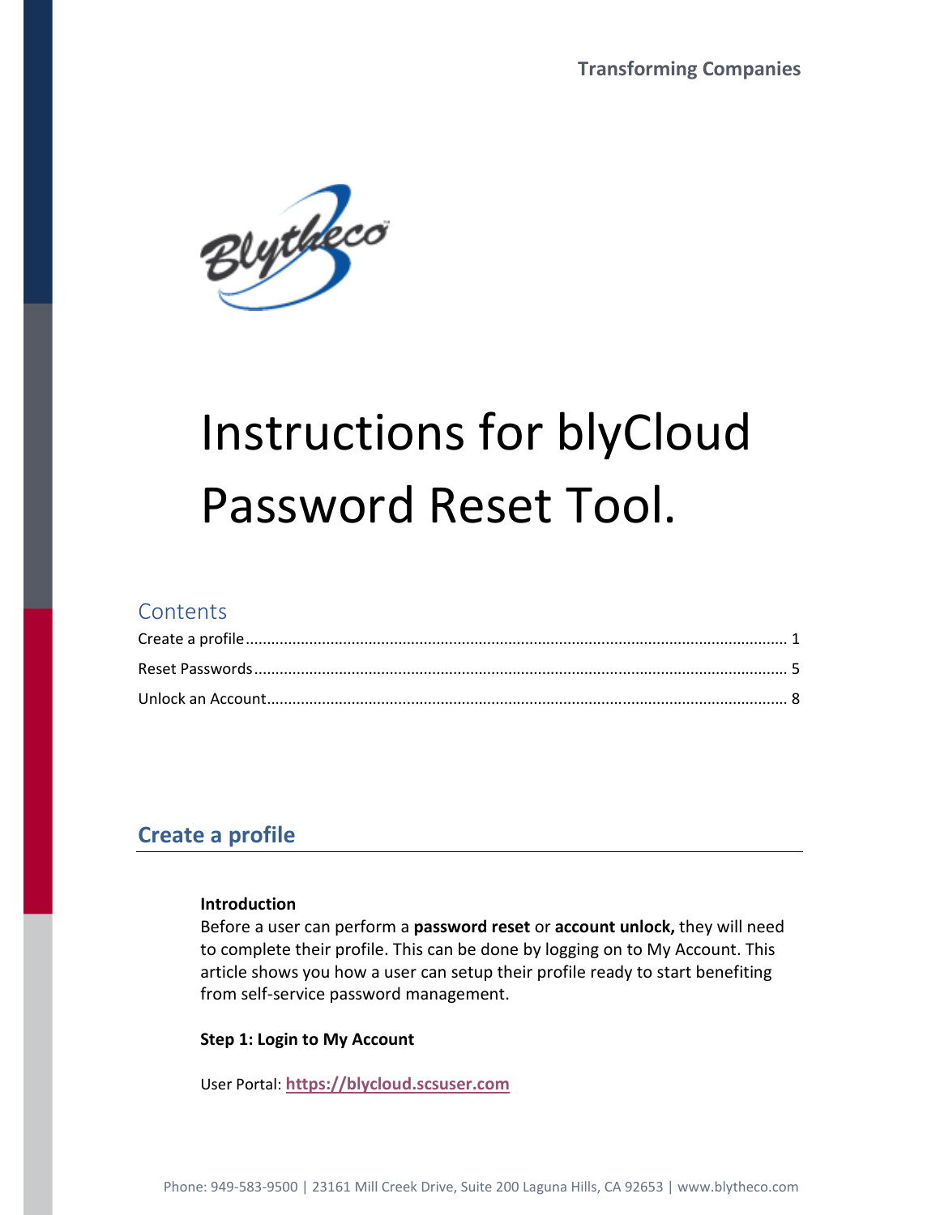Transforming Companies

# Instructions for blyCloud Password Reset Tool.

## Contents

Create a profile ........................................................................................................................ 1

Reset Passwords ........................................................................................................................ 5

Unlock an Account ........................................................................................................................ 8

## Create a profile

**Introduction**

Before a user can perform a **password reset** or **account unlock,** they will need to complete their profile. This can be done by logging on to My Account. This article shows you how a user can setup their profile ready to start benefiting from self-service password management.

**Step 1: Login to My Account**

User Portal: **https://blycloud.scsuser.com**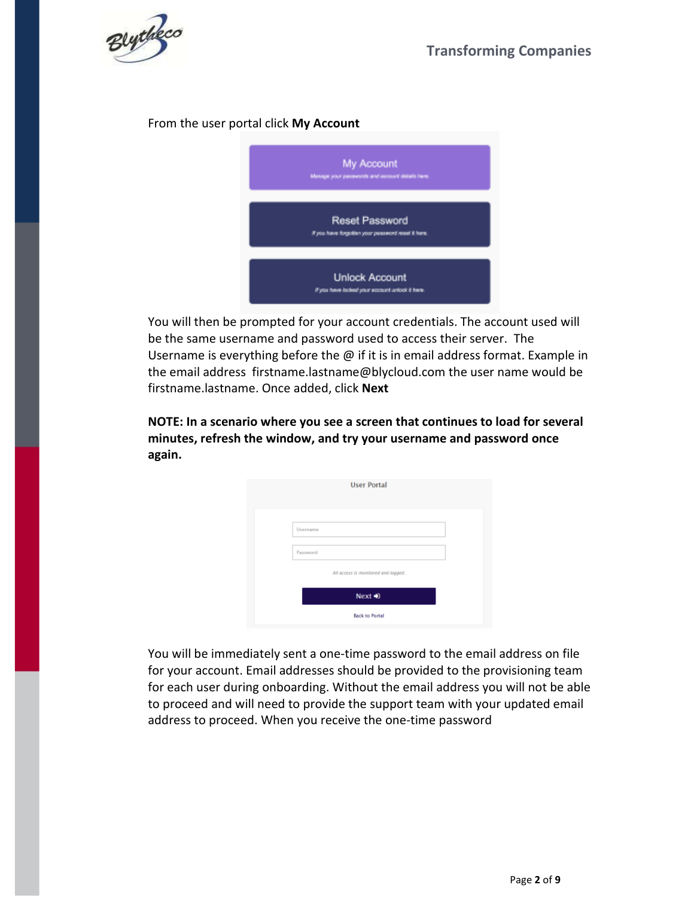From the user portal click **My Account**

You will then be prompted for your account credentials. The account used will be the same username and password used to access their server. The Username is everything before the @ if it is in email address format. Example in the email address firstname.lastname@blycloud.com the user name would be firstname.lastname. Once added, click **Next**

**NOTE: In a scenario where you see a screen that continues to load for several minutes, refresh the window, and try your username and password once again.**

You will be immediately sent a one-time password to the email address on file for your account. Email addresses should be provided to the provisioning team for each user during onboarding. Without the email address you will not be able to proceed and will need to provide the support team with your updated email address to proceed. When you receive the one-time password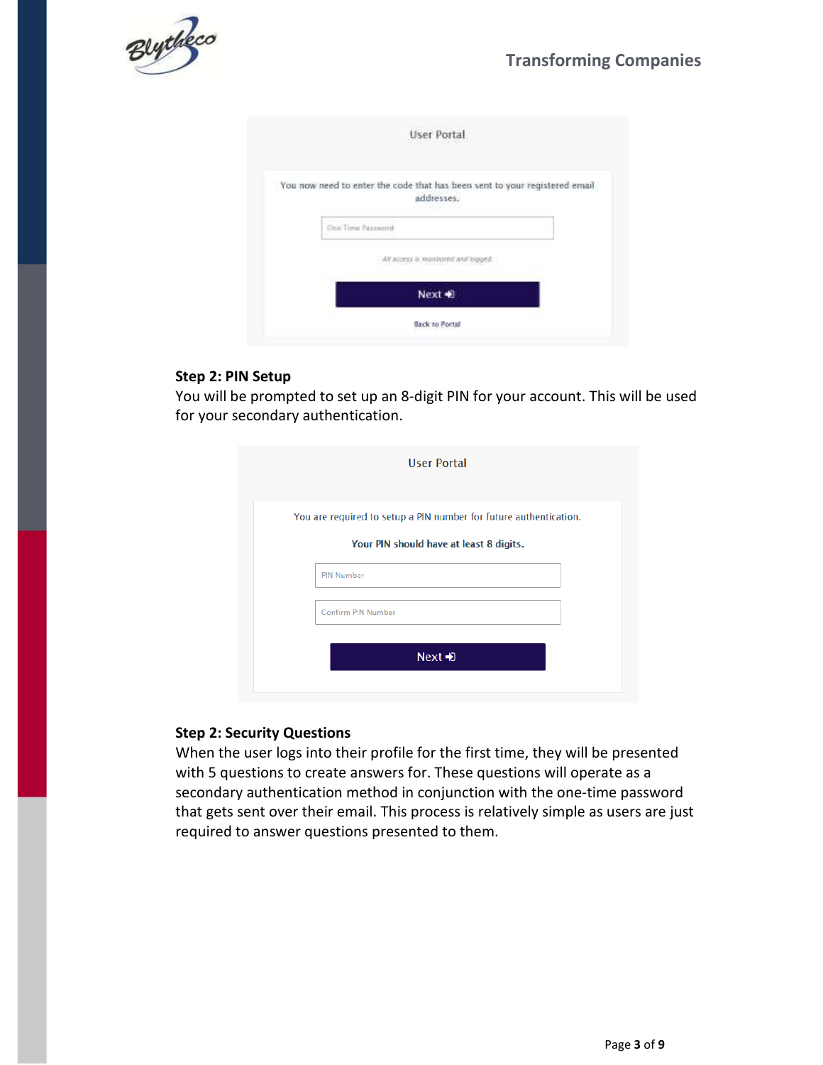User Portal

You now need to enter the code that has been sent to your registered email addresses.

One Time Password

All access is monitored and logged.

Next

Back to Portal

**Step 2: PIN Setup**

You will be prompted to set up an 8-digit PIN for your account. This will be used for your secondary authentication.

User Portal

You are required to setup a PIN number for future authentication.

**Your PIN should have at least 8 digits.**

PIN Number

Confirm PIN Number

Next

**Step 2: Security Questions**

When the user logs into their profile for the first time, they will be presented with 5 questions to create answers for. These questions will operate as a secondary authentication method in conjunction with the one-time password that gets sent over their email. This process is relatively simple as users are just required to answer questions presented to them.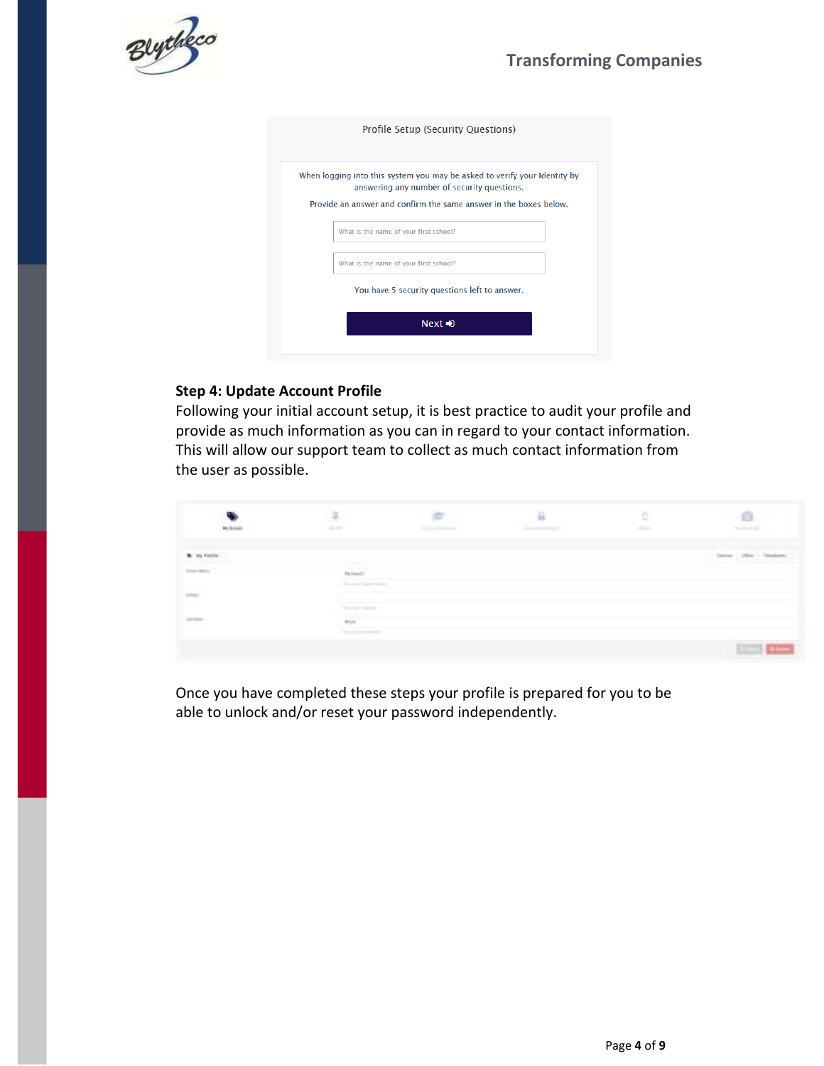Profile Setup (Security Questions)

When logging into this system you may be asked to verify your Identity by answering any number of security questions.

Provide an answer and confirm the same answer in the boxes below.

What is the name of your first school?

What is the name of your first school?

You have 5 security questions left to answer.

Next

### Step 4: Update Account Profile

Following your initial account setup, it is best practice to audit your profile and provide as much information as you can in regard to your contact information. This will allow our support team to collect as much contact information from the user as possible.

Once you have completed these steps your profile is prepared for you to be able to unlock and/or reset your password independently.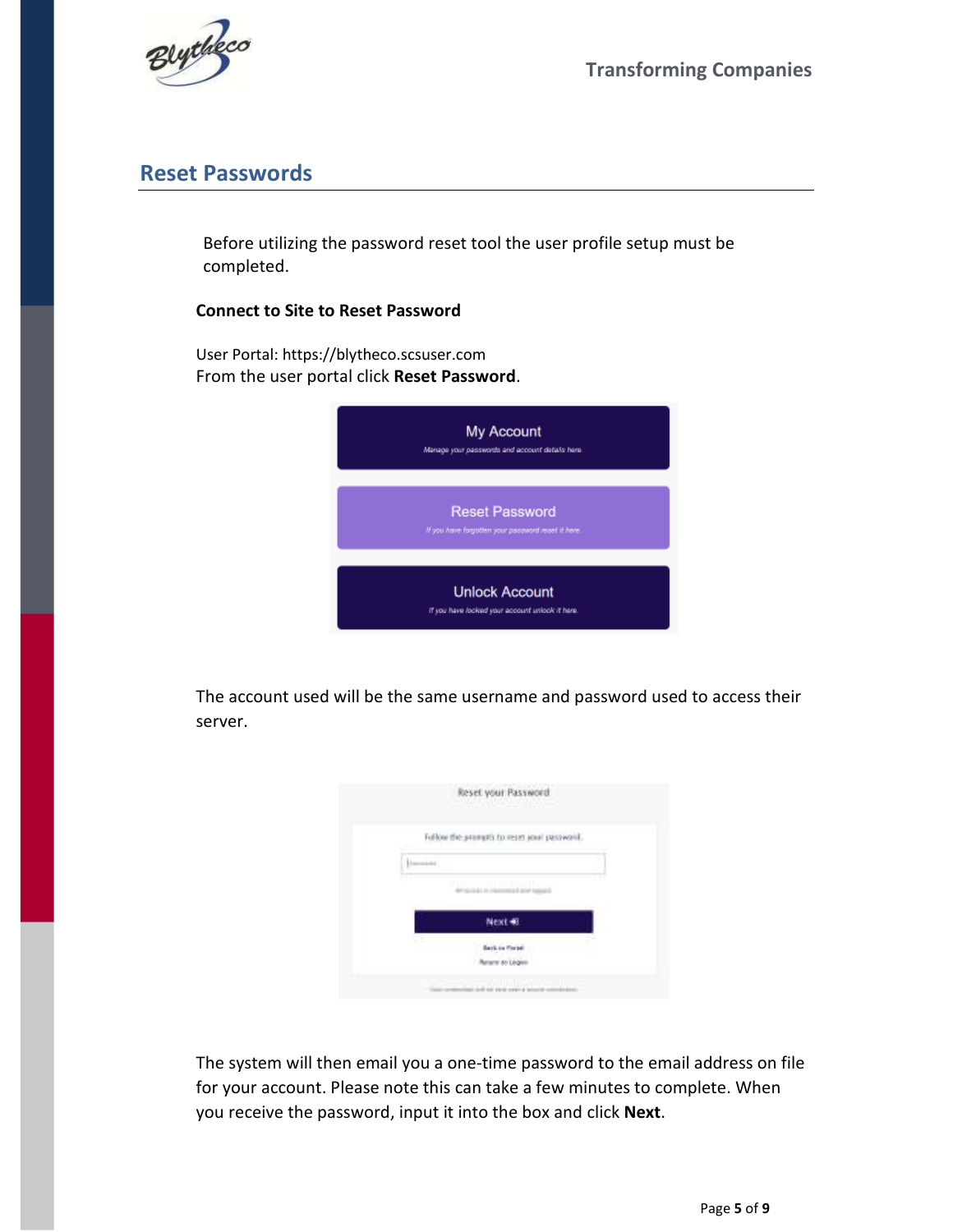## Reset Passwords

Before utilizing the password reset tool the user profile setup must be completed.

**Connect to Site to Reset Password**

User Portal: https://blytheco.scsuser.com
From the user portal click **Reset Password**.

The account used will be the same username and password used to access their server.

The system will then email you a one-time password to the email address on file for your account. Please note this can take a few minutes to complete. When you receive the password, input it into the box and click **Next**.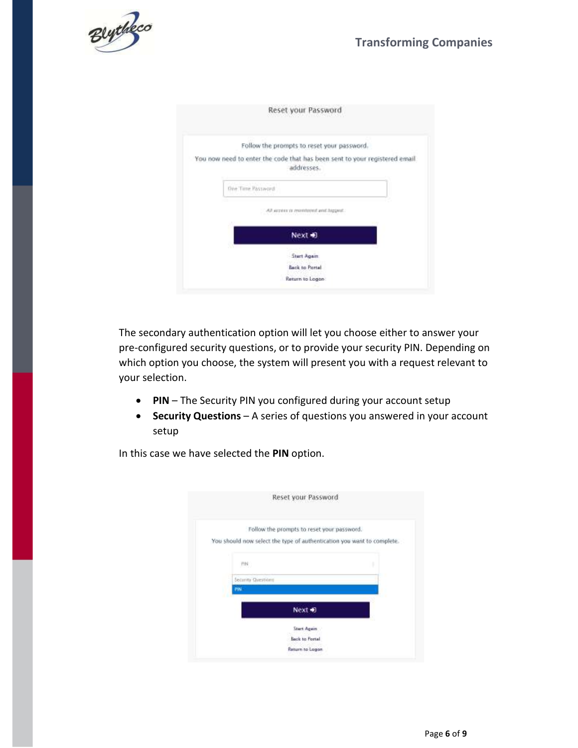Reset your Password

Follow the prompts to reset your password.

You now need to enter the code that has been sent to your registered email addresses.

One Time Password

*All access is monitored and logged.*

Next

Start Again

Back to Portal

Return to Logon

The secondary authentication option will let you choose either to answer your pre-configured security questions, or to provide your security PIN. Depending on which option you choose, the system will present you with a request relevant to your selection.

- **PIN** – The Security PIN you configured during your account setup
- **Security Questions** – A series of questions you answered in your account setup

In this case we have selected the **PIN** option.

Reset your Password

Follow the prompts to reset your password.

You should now select the type of authentication you want to complete.

PIN

Security Questions

PIN

Next

Start Again

Back to Portal

Return to Logon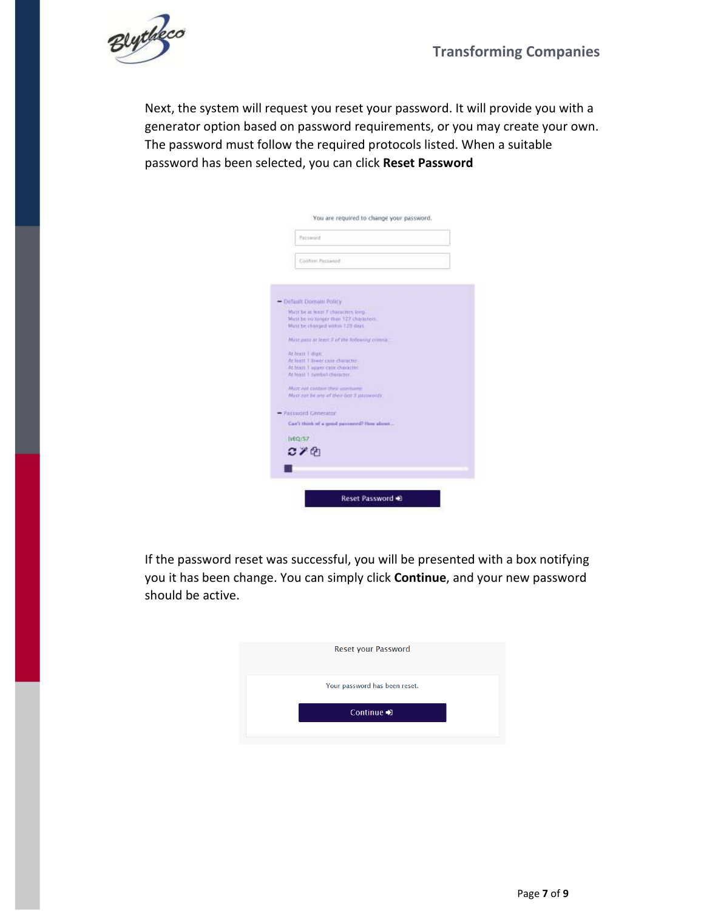Next, the system will request you reset your password. It will provide you with a generator option based on password requirements, or you may create your own. The password must follow the required protocols listed. When a suitable password has been selected, you can click **Reset Password**

You are required to change your password.

Password

Confirm Password

− Default Domain Policy

Must be at least 7 characters long.
Must be no longer than 127 characters.
Must be changed within 120 days.

*Must pass at least 3 of the following criteria:*

At least 1 digit.
At least 1 lower case character.
At least 1 upper case character.
At least 1 symbol character.

*Must not contain their username.*
*Must not be any of their last 5 passwords.*

− Password Generator

**Can't think of a good password? How about...**

|vEQ/S7

Reset Password

If the password reset was successful, you will be presented with a box notifying you it has been change. You can simply click **Continue**, and your new password should be active.

Reset your Password

Your password has been reset.

Continue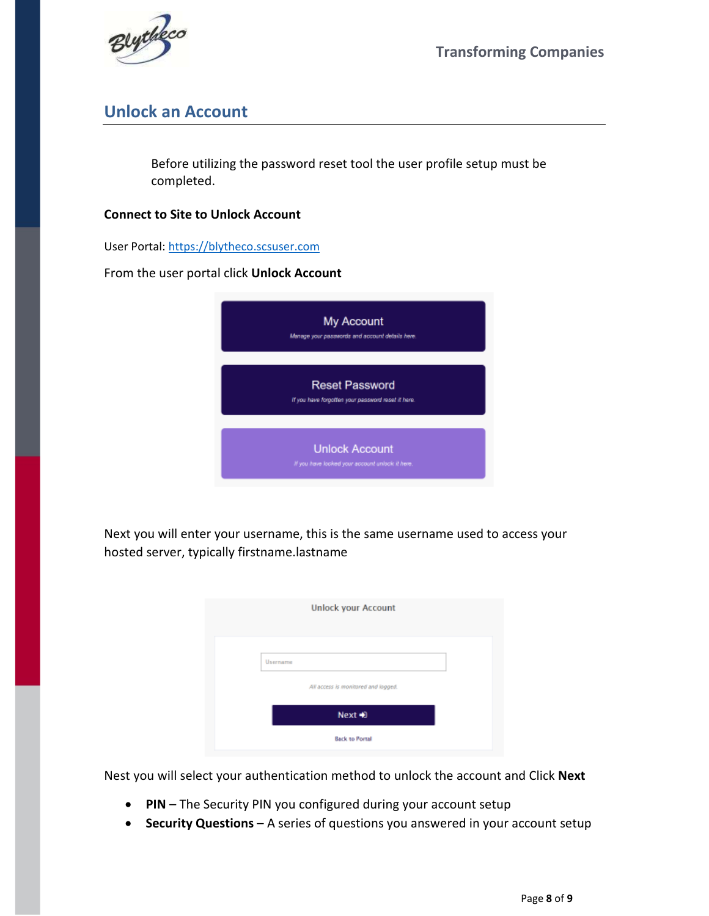## Unlock an Account

Before utilizing the password reset tool the user profile setup must be completed.

**Connect to Site to Unlock Account**

User Portal: [https://blytheco.scsuser.com](https://blytheco.scsuser.com)

From the user portal click **Unlock Account**

Next you will enter your username, this is the same username used to access your hosted server, typically firstname.lastname

Nest you will select your authentication method to unlock the account and Click **Next**

- **PIN** – The Security PIN you configured during your account setup
- **Security Questions** – A series of questions you answered in your account setup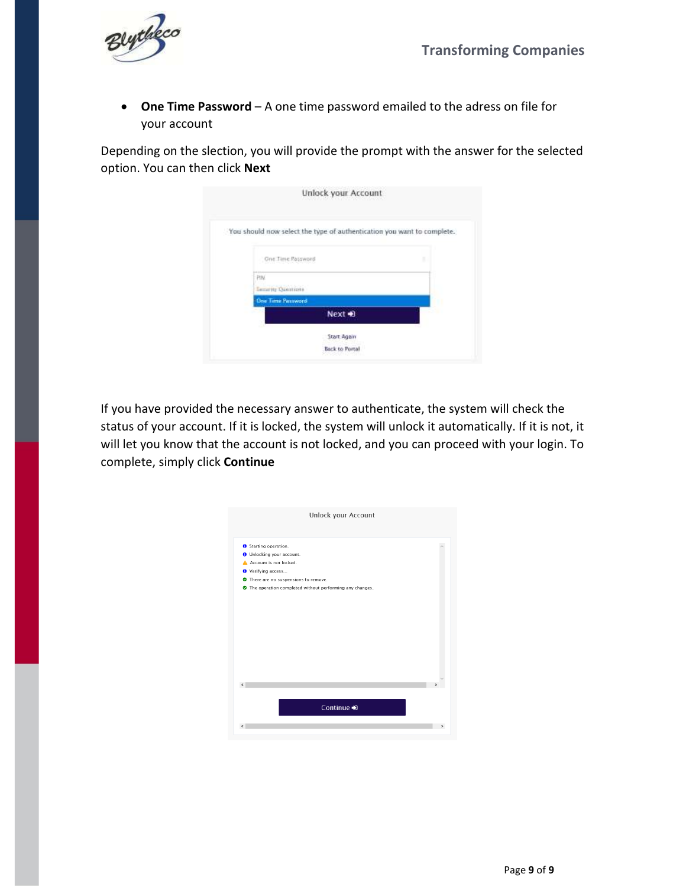- **One Time Password** – A one time password emailed to the adress on file for your account

Depending on the slection, you will provide the prompt with the answer for the selected option. You can then click **Next**

If you have provided the necessary answer to authenticate, the system will check the status of your account. If it is locked, the system will unlock it automatically. If it is not, it will let you know that the account is not locked, and you can proceed with your login. To complete, simply click **Continue**